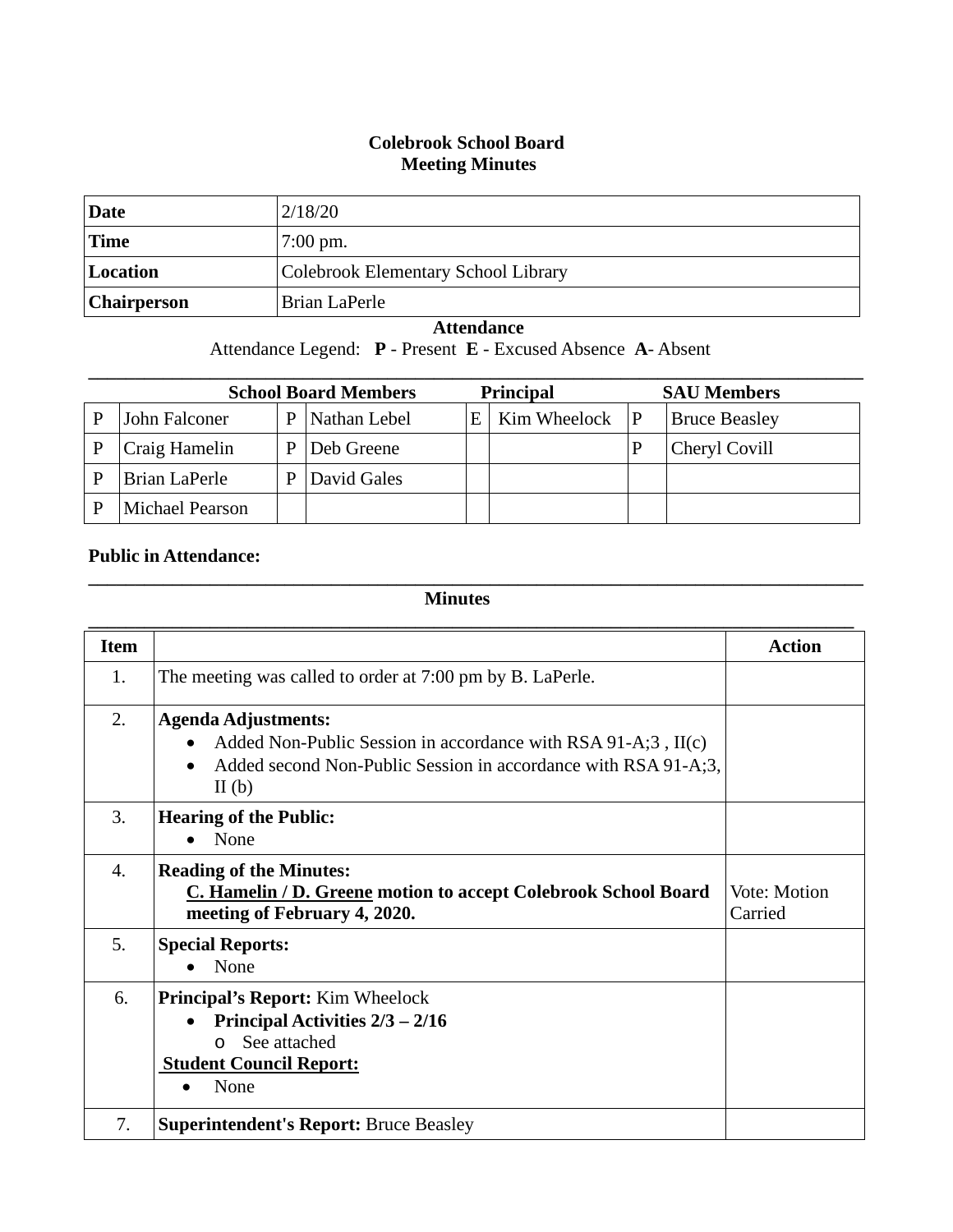# Colebrook School Board
## Meeting Minutes

| **Date** | 2/18/20 |
|---|---|
| **Time** | 7:00 pm. |
| **Location** | Colebrook Elementary School Library |
| **Chairperson** | Brian LaPerle |

**Attendance**

Attendance Legend: **P** - Present **E** - Excused Absence **A**- Absent

| | **School Board Members** | | | | **Principal** | | **SAU Members** |
|---|---|---|---|---|---|---|---|
| P | John Falconer | P | Nathan Lebel | E | Kim Wheelock | P | Bruce Beasley |
| P | Craig Hamelin | P | Deb Greene | | | P | Cheryl Covill |
| P | Brian LaPerle | P | David Gales | | | | |
| P | Michael Pearson | | | | | | |

**Public in Attendance:**

**Minutes**

| **Item** | | **Action** |
|---|---|---|
| 1. | The meeting was called to order at 7:00 pm by B. LaPerle. | |
| 2. | **Agenda Adjustments:**<br>• Added Non-Public Session in accordance with RSA 91-A;3 , II(c)<br>• Added second Non-Public Session in accordance with RSA 91-A;3, II (b) | |
| 3. | **Hearing of the Public:**<br>• None | |
| 4. | **Reading of the Minutes:**<br>**C. Hamelin / D. Greene motion to accept Colebrook School Board meeting of February 4, 2020.** | Vote: Motion Carried |
| 5. | **Special Reports:**<br>• None | |
| 6. | **Principal's Report:** Kim Wheelock<br>• **Principal Activities 2/3 – 2/16**<br>o See attached<br>**Student Council Report:**<br>• None | |
| 7. | **Superintendent's Report:** Bruce Beasley | |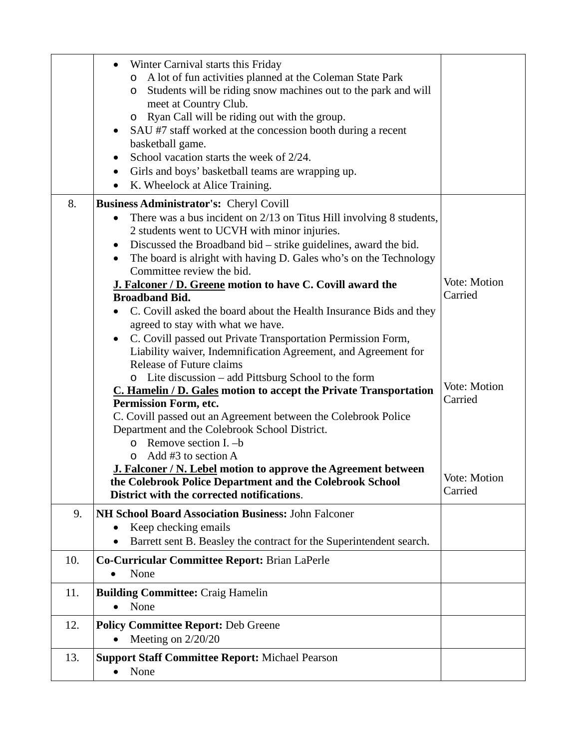| | | |
|---|---|---|
| | • Winter Carnival starts this Friday<br>&nbsp;&nbsp;&nbsp;&nbsp;o A lot of fun activities planned at the Coleman State Park<br>&nbsp;&nbsp;&nbsp;&nbsp;o Students will be riding snow machines out to the park and will meet at Country Club.<br>&nbsp;&nbsp;&nbsp;&nbsp;o Ryan Call will be riding out with the group.<br>• SAU #7 staff worked at the concession booth during a recent basketball game.<br>• School vacation starts the week of 2/24.<br>• Girls and boys' basketball teams are wrapping up.<br>• K. Wheelock at Alice Training. | |
| 8. | **Business Administrator's:** Cheryl Covill<br>• There was a bus incident on 2/13 on Titus Hill involving 8 students, 2 students went to UCVH with minor injuries.<br>• Discussed the Broadband bid – strike guidelines, award the bid.<br>• The board is alright with having D. Gales who's on the Technology Committee review the bid.<br>**<u>J. Falconer / D. Greene</u> motion to have C. Covill award the Broadband Bid.**<br>• C. Covill asked the board about the Health Insurance Bids and they agreed to stay with what we have.<br>• C. Covill passed out Private Transportation Permission Form, Liability waiver, Indemnification Agreement, and Agreement for Release of Future claims<br>&nbsp;&nbsp;&nbsp;&nbsp;o Lite discussion – add Pittsburg School to the form<br>**<u>C. Hamelin / D. Gales</u> motion to accept the Private Transportation Permission Form, etc.**<br>C. Covill passed out an Agreement between the Colebrook Police Department and the Colebrook School District.<br>&nbsp;&nbsp;&nbsp;&nbsp;o Remove section I. –b<br>&nbsp;&nbsp;&nbsp;&nbsp;o Add #3 to section A<br>**<u>J. Falconer / N. Lebel</u> motion to approve the Agreement between the Colebrook Police Department and the Colebrook School District with the corrected notifications**. | Vote: Motion Carried<br><br>Vote: Motion Carried<br><br>Vote: Motion Carried |
| 9. | **NH School Board Association Business:** John Falconer<br>• Keep checking emails<br>• Barrett sent B. Beasley the contract for the Superintendent search. | |
| 10. | **Co-Curricular Committee Report:** Brian LaPerle<br>• None | |
| 11. | **Building Committee:** Craig Hamelin<br>• None | |
| 12. | **Policy Committee Report:** Deb Greene<br>• Meeting on 2/20/20 | |
| 13. | **Support Staff Committee Report:** Michael Pearson<br>• None | |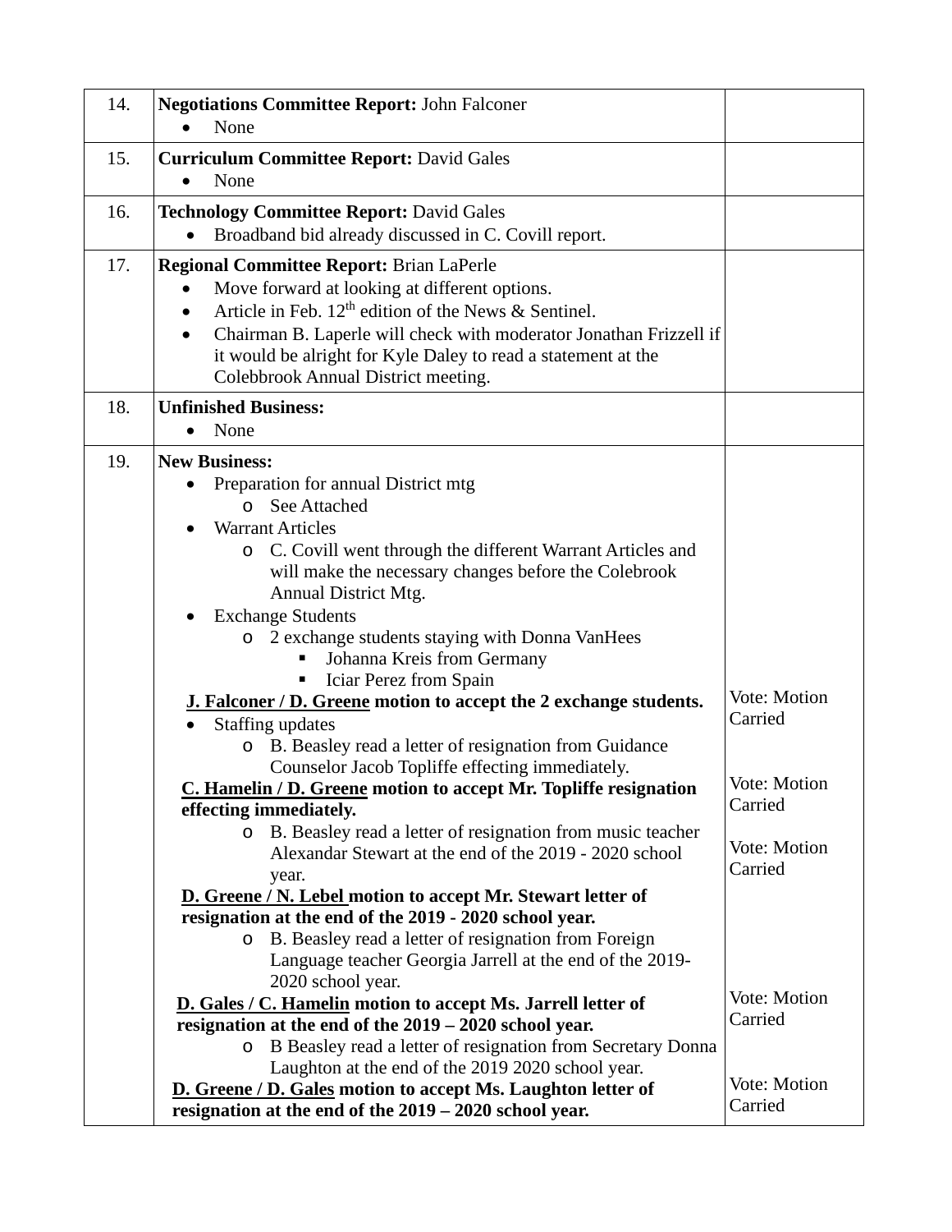| | | |
|---|---|---|
| 14. | **Negotiations Committee Report:** John Falconer<br>• None | |
| 15. | **Curriculum Committee Report:** David Gales<br>• None | |
| 16. | **Technology Committee Report:** David Gales<br>• Broadband bid already discussed in C. Covill report. | |
| 17. | **Regional Committee Report:** Brian LaPerle<br>• Move forward at looking at different options.<br>• Article in Feb. 12th edition of the News & Sentinel.<br>• Chairman B. Laperle will check with moderator Jonathan Frizzell if it would be alright for Kyle Daley to read a statement at the Colebbrook Annual District meeting. | |
| 18. | **Unfinished Business:**<br>• None | |
| 19. | **New Business:**<br>• Preparation for annual District mtg<br>  o See Attached<br>• Warrant Articles<br>  o C. Covill went through the different Warrant Articles and will make the necessary changes before the Colebrook Annual District Mtg.<br>• Exchange Students<br>  o 2 exchange students staying with Donna VanHees<br>    ▪ Johanna Kreis from Germany<br>    ▪ Iciar Perez from Spain<br>**<u>J. Falconer / D. Greene</u> motion to accept the 2 exchange students.**<br>• Staffing updates<br>  o B. Beasley read a letter of resignation from Guidance Counselor Jacob Topliffe effecting immediately.<br>**<u>C. Hamelin / D. Greene</u> motion to accept Mr. Topliffe resignation effecting immediately.**<br>  o B. Beasley read a letter of resignation from music teacher Alexandar Stewart at the end of the 2019 - 2020 school year.<br>**<u>D. Greene / N. Lebel</u> motion to accept Mr. Stewart letter of resignation at the end of the 2019 - 2020 school year.**<br>  o B. Beasley read a letter of resignation from Foreign Language teacher Georgia Jarrell at the end of the 2019-2020 school year.<br>**<u>D. Gales / C. Hamelin</u> motion to accept Ms. Jarrell letter of resignation at the end of the 2019 – 2020 school year.**<br>  o B Beasley read a letter of resignation from Secretary Donna Laughton at the end of the 2019 2020 school year.<br>**<u>D. Greene / D. Gales</u> motion to accept Ms. Laughton letter of resignation at the end of the 2019 – 2020 school year.** | Vote: Motion Carried<br><br>Vote: Motion Carried<br><br>Vote: Motion Carried<br><br>Vote: Motion Carried<br><br>Vote: Motion Carried |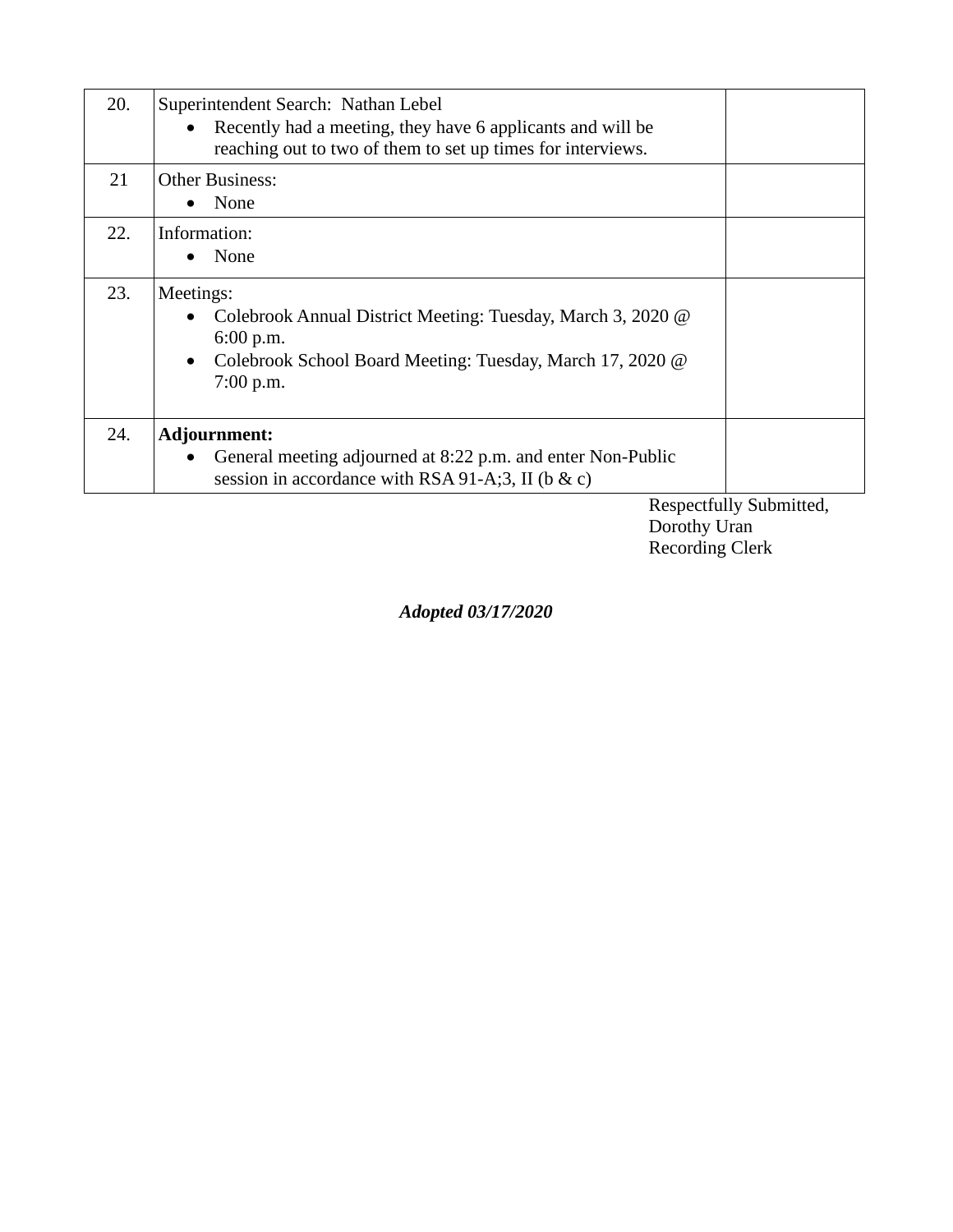| | | |
|---|---|---|
| 20. | Superintendent Search: Nathan Lebel<br>• Recently had a meeting, they have 6 applicants and will be reaching out to two of them to set up times for interviews. | |
| 21 | Other Business:<br>• None | |
| 22. | Information:<br>• None | |
| 23. | Meetings:<br>• Colebrook Annual District Meeting: Tuesday, March 3, 2020 @ 6:00 p.m.<br>• Colebrook School Board Meeting: Tuesday, March 17, 2020 @ 7:00 p.m. | |
| 24. | **Adjournment:**<br>• General meeting adjourned at 8:22 p.m. and enter Non-Public session in accordance with RSA 91-A;3, II (b & c) | |

Respectfully Submitted,
Dorothy Uran
Recording Clerk

***Adopted 03/17/2020***